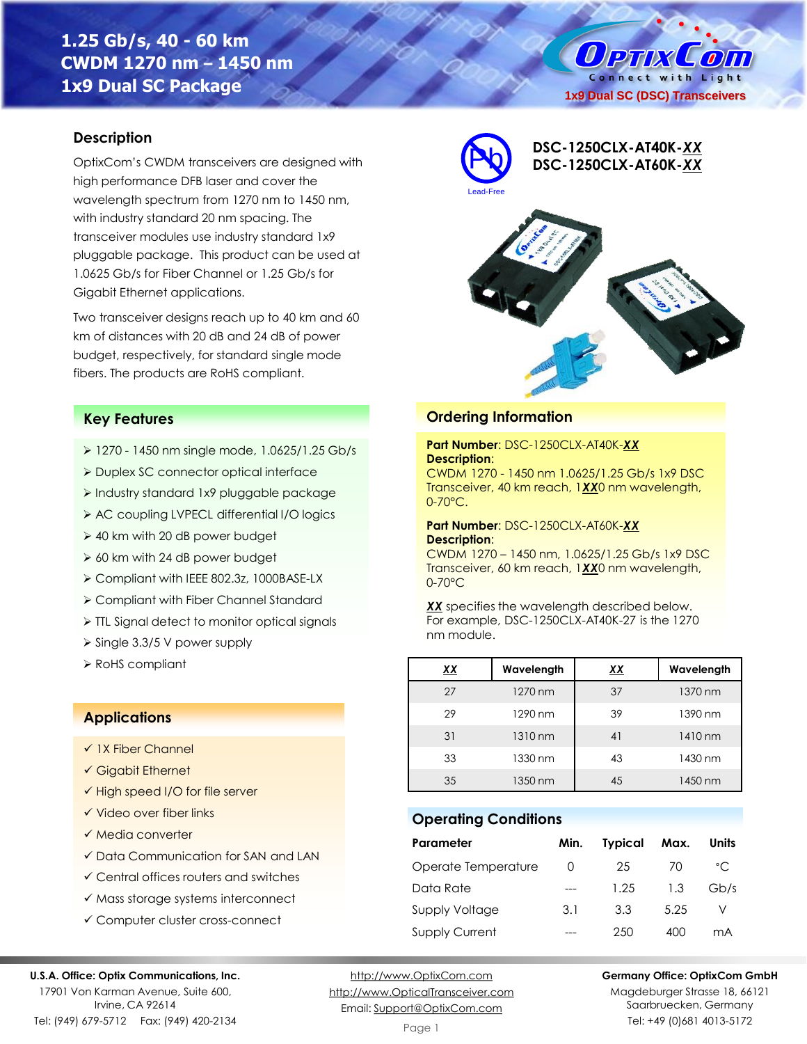# 1.25 Gb/s, 40 - 60 km CWDM 1270 nm – 1450 nm 1x9 Dual SC Package

OptixCom — Connect with Light

1x9 Dual SC (DSC) Transceivers

**DSC-1250CLX-AT40K-*XX***
**DSC-1250CLX-AT60K-*XX***

Lead-Free

## Description

OptixCom's CWDM transceivers are designed with high performance DFB laser and cover the wavelength spectrum from 1270 nm to 1450 nm, with industry standard 20 nm spacing. The transceiver modules use industry standard 1x9 pluggable package. This product can be used at 1.0625 Gb/s for Fiber Channel or 1.25 Gb/s for Gigabit Ethernet applications.

Two transceiver designs reach up to 40 km and 60 km of distances with 20 dB and 24 dB of power budget, respectively, for standard single mode fibers. The products are RoHS compliant.

## Key Features

- 1270 - 1450 nm single mode, 1.0625/1.25 Gb/s
- Duplex SC connector optical interface
- Industry standard 1x9 pluggable package
- AC coupling LVPECL differential I/O logics
- 40 km with 20 dB power budget
- 60 km with 24 dB power budget
- Compliant with IEEE 802.3z, 1000BASE-LX
- Compliant with Fiber Channel Standard
- TTL Signal detect to monitor optical signals
- Single 3.3/5 V power supply
- RoHS compliant

## Applications

- ✓ 1X Fiber Channel
- ✓ Gigabit Ethernet
- ✓ High speed I/O for file server
- ✓ Video over fiber links
- ✓ Media converter
- ✓ Data Communication for SAN and LAN
- ✓ Central offices routers and switches
- ✓ Mass storage systems interconnect
- ✓ Computer cluster cross-connect

## Ordering Information

**Part Number**: DSC-1250CLX-AT40K-***XX***
**Description**:
CWDM 1270 - 1450 nm 1.0625/1.25 Gb/s 1x9 DSC Transceiver, 40 km reach, 1***XX***0 nm wavelength, 0-70°C.

**Part Number**: DSC-1250CLX-AT60K-***XX***
**Description**:
CWDM 1270 – 1450 nm, 1.0625/1.25 Gb/s 1x9 DSC Transceiver, 60 km reach, 1***XX***0 nm wavelength, 0-70°C

***XX*** specifies the wavelength described below. For example, DSC-1250CLX-AT40K-27 is the 1270 nm module.

| *XX* | Wavelength | *XX* | Wavelength |
|---|---|---|---|
| 27 | 1270 nm | 37 | 1370 nm |
| 29 | 1290 nm | 39 | 1390 nm |
| 31 | 1310 nm | 41 | 1410 nm |
| 33 | 1330 nm | 43 | 1430 nm |
| 35 | 1350 nm | 45 | 1450 nm |

## Operating Conditions

| Parameter | Min. | Typical | Max. | Units |
|---|---|---|---|---|
| Operate Temperature | 0 | 25 | 70 | °C |
| Data Rate | --- | 1.25 | 1.3 | Gb/s |
| Supply Voltage | 3.1 | 3.3 | 5.25 | V |
| Supply Current | --- | 250 | 400 | mA |

**U.S.A. Office: Optix Communications, Inc.**
17901 Von Karman Avenue, Suite 600,
Irvine, CA 92614
Tel: (949) 679-5712 Fax: (949) 420-2134

http://www.OptixCom.com
http://www.OpticalTransceiver.com
Email: Support@OptixCom.com

**Germany Office: OptixCom GmbH**
Magdeburger Strasse 18, 66121
Saarbruecken, Germany
Tel: +49 (0)681 4013-5172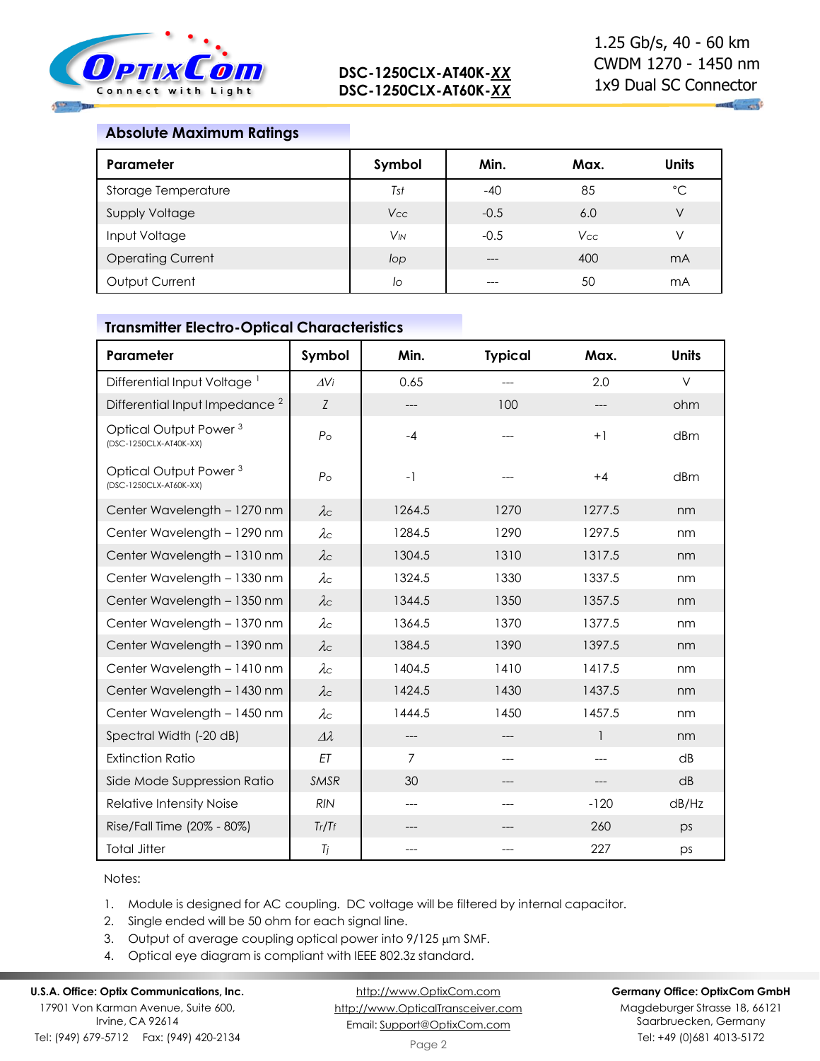## Absolute Maximum Ratings

| Parameter | Symbol | Min. | Max. | Units |
|---|---|---|---|---|
| Storage Temperature | $T_{st}$ | -40 | 85 | °C |
| Supply Voltage | $V_{CC}$ | -0.5 | 6.0 | V |
| Input Voltage | $V_{IN}$ | -0.5 | $V_{CC}$ | V |
| Operating Current | $I_{op}$ | --- | 400 | mA |
| Output Current | $I_o$ | --- | 50 | mA |

## Transmitter Electro-Optical Characteristics

| Parameter | Symbol | Min. | Typical | Max. | Units |
|---|---|---|---|---|---|
| Differential Input Voltage [1] | $\Delta V_i$ | 0.65 | --- | 2.0 | V |
| Differential Input Impedance [2] | $Z$ | --- | 100 | --- | ohm |
| Optical Output Power [3] (DSC-1250CLX-AT40K-XX) | $P_o$ | -4 | --- | +1 | dBm |
| Optical Output Power [3] (DSC-1250CLX-AT60K-XX) | $P_o$ | -1 | --- | +4 | dBm |
| Center Wavelength – 1270 nm | $\lambda_C$ | 1264.5 | 1270 | 1277.5 | nm |
| Center Wavelength – 1290 nm | $\lambda_C$ | 1284.5 | 1290 | 1297.5 | nm |
| Center Wavelength – 1310 nm | $\lambda_C$ | 1304.5 | 1310 | 1317.5 | nm |
| Center Wavelength – 1330 nm | $\lambda_C$ | 1324.5 | 1330 | 1337.5 | nm |
| Center Wavelength – 1350 nm | $\lambda_C$ | 1344.5 | 1350 | 1357.5 | nm |
| Center Wavelength – 1370 nm | $\lambda_C$ | 1364.5 | 1370 | 1377.5 | nm |
| Center Wavelength – 1390 nm | $\lambda_C$ | 1384.5 | 1390 | 1397.5 | nm |
| Center Wavelength – 1410 nm | $\lambda_C$ | 1404.5 | 1410 | 1417.5 | nm |
| Center Wavelength – 1430 nm | $\lambda_C$ | 1424.5 | 1430 | 1437.5 | nm |
| Center Wavelength – 1450 nm | $\lambda_C$ | 1444.5 | 1450 | 1457.5 | nm |
| Spectral Width (-20 dB) | $\Delta\lambda$ | --- | --- | 1 | nm |
| Extinction Ratio | $ET$ | 7 | --- | --- | dB |
| Side Mode Suppression Ratio | $SMSR$ | 30 | --- | --- | dB |
| Relative Intensity Noise | $RIN$ | --- | --- | -120 | dB/Hz |
| Rise/Fall Time (20% - 80%) | $T_r/T_f$ | --- | --- | 260 | ps |
| Total Jitter | $T_j$ | --- | --- | 227 | ps |

Notes:

1. Module is designed for AC coupling. DC voltage will be filtered by internal capacitor.
2. Single ended will be 50 ohm for each signal line.
3. Output of average coupling optical power into 9/125 μm SMF.
4. Optical eye diagram is compliant with IEEE 802.3z standard.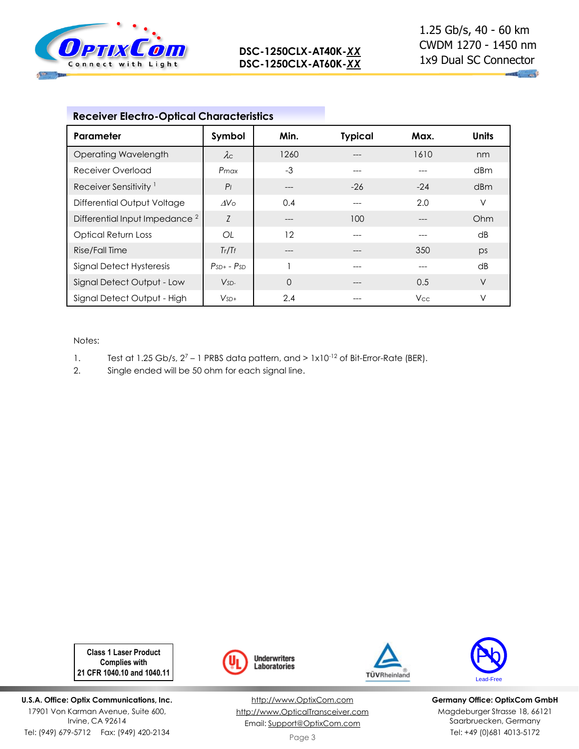## Receiver Electro-Optical Characteristics

| Parameter | Symbol | Min. | Typical | Max. | Units |
|---|---|---|---|---|---|
| Operating Wavelength | $\lambda_C$ | 1260 | --- | 1610 | nm |
| Receiver Overload | $P_{max}$ | -3 | --- | --- | dBm |
| Receiver Sensitivity [1] | $P_I$ | --- | -26 | -24 | dBm |
| Differential Output Voltage | $\Delta V_O$ | 0.4 | --- | 2.0 | V |
| Differential Input Impedance [2] | $Z$ | --- | 100 | --- | Ohm |
| Optical Return Loss | $OL$ | 12 | --- | --- | dB |
| Rise/Fall Time | $T_r/T_f$ | --- | --- | 350 | ps |
| Signal Detect Hysteresis | $P_{SD+}$ - $P_{SD}$ | 1 | --- | --- | dB |
| Signal Detect Output - Low | $V_{SD-}$ | 0 | --- | 0.5 | V |
| Signal Detect Output - High | $V_{SD+}$ | 2.4 | --- | $V_{CC}$ | V |

Notes:

1. Test at 1.25 Gb/s, $2^7 - 1$ PRBS data pattern, and > $1\times10^{-12}$ of Bit-Error-Rate (BER).
2. Single ended will be 50 ohm for each signal line.

Class 1 Laser Product
Complies with
21 CFR 1040.10 and 1040.11

Underwriters Laboratories

TÜVRheinland

Lead-Free

**U.S.A. Office: Optix Communications, Inc.**
17901 Von Karman Avenue, Suite 600,
Irvine, CA 92614
Tel: (949) 679-5712 Fax: (949) 420-2134

http://www.OptixCom.com
http://www.OpticalTransceiver.com
Email: Support@OptixCom.com

**Germany Office: OptixCom GmbH**
Magdeburger Strasse 18, 66121
Saarbruecken, Germany
Tel: +49 (0)681 4013-5172